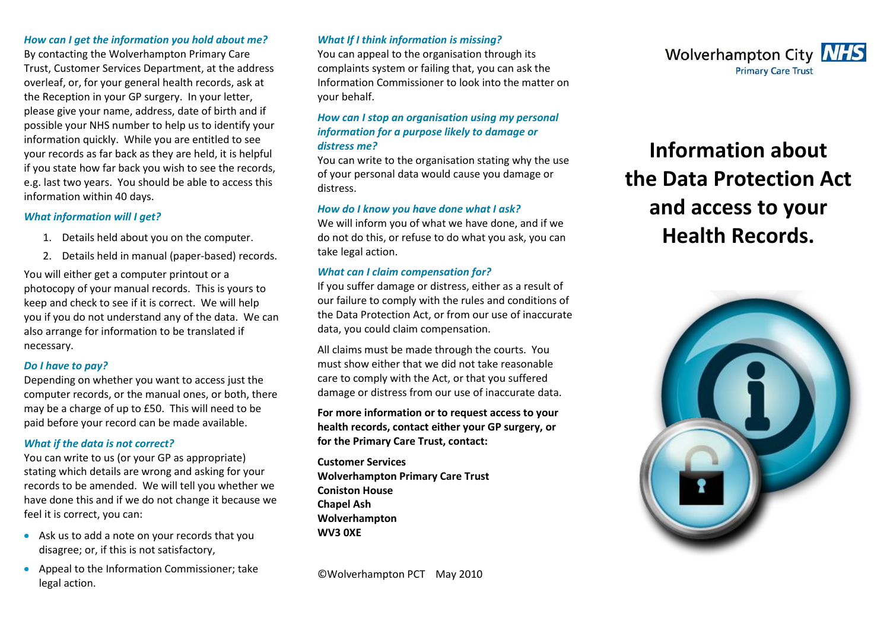### *How can I get the information you hold about me?*

By contacting the Wolverhampton Primary Care Trust, Customer Services Department, at the address overleaf, or, for your general health records, ask at the Reception in your GP surgery. In your letter, please give your name, address, date of birth and if possible your NHS number to help us to identify your information quickly. While you are entitled to see your records as far back as they are held, it is helpful if you state how far back you wish to see the records, e.g. last two years. You should be able to access this information within 40 days.

### *What information will I get?*

1. Details held about you on the computer.
2. Details held in manual (paper-based) records.

You will either get a computer printout or a photocopy of your manual records. This is yours to keep and check to see if it is correct. We will help you if you do not understand any of the data. We can also arrange for information to be translated if necessary.

### *Do I have to pay?*

Depending on whether you want to access just the computer records, or the manual ones, or both, there may be a charge of up to £50. This will need to be paid before your record can be made available.

### *What if the data is not correct?*

You can write to us (or your GP as appropriate) stating which details are wrong and asking for your records to be amended. We will tell you whether we have done this and if we do not change it because we feel it is correct, you can:

- Ask us to add a note on your records that you disagree; or, if this is not satisfactory,
- Appeal to the Information Commissioner; take legal action.

### *What If I think information is missing?*

You can appeal to the organisation through its complaints system or failing that, you can ask the Information Commissioner to look into the matter on your behalf.

### *How can I stop an organisation using my personal information for a purpose likely to damage or distress me?*

You can write to the organisation stating why the use of your personal data would cause you damage or distress.

### *How do I know you have done what I ask?*

We will inform you of what we have done, and if we do not do this, or refuse to do what you ask, you can take legal action.

### *What can I claim compensation for?*

If you suffer damage or distress, either as a result of our failure to comply with the rules and conditions of the Data Protection Act, or from our use of inaccurate data, you could claim compensation.

All claims must be made through the courts. You must show either that we did not take reasonable care to comply with the Act, or that you suffered damage or distress from our use of inaccurate data.

**For more information or to request access to your health records, contact either your GP surgery, or for the Primary Care Trust, contact:**

**Customer Services**
**Wolverhampton Primary Care Trust**
**Coniston House**
**Chapel Ash**
**Wolverhampton**
**WV3 0XE**

©Wolverhampton PCT May 2010

Wolverhampton City NHS
Primary Care Trust

# Information about the Data Protection Act and access to your Health Records.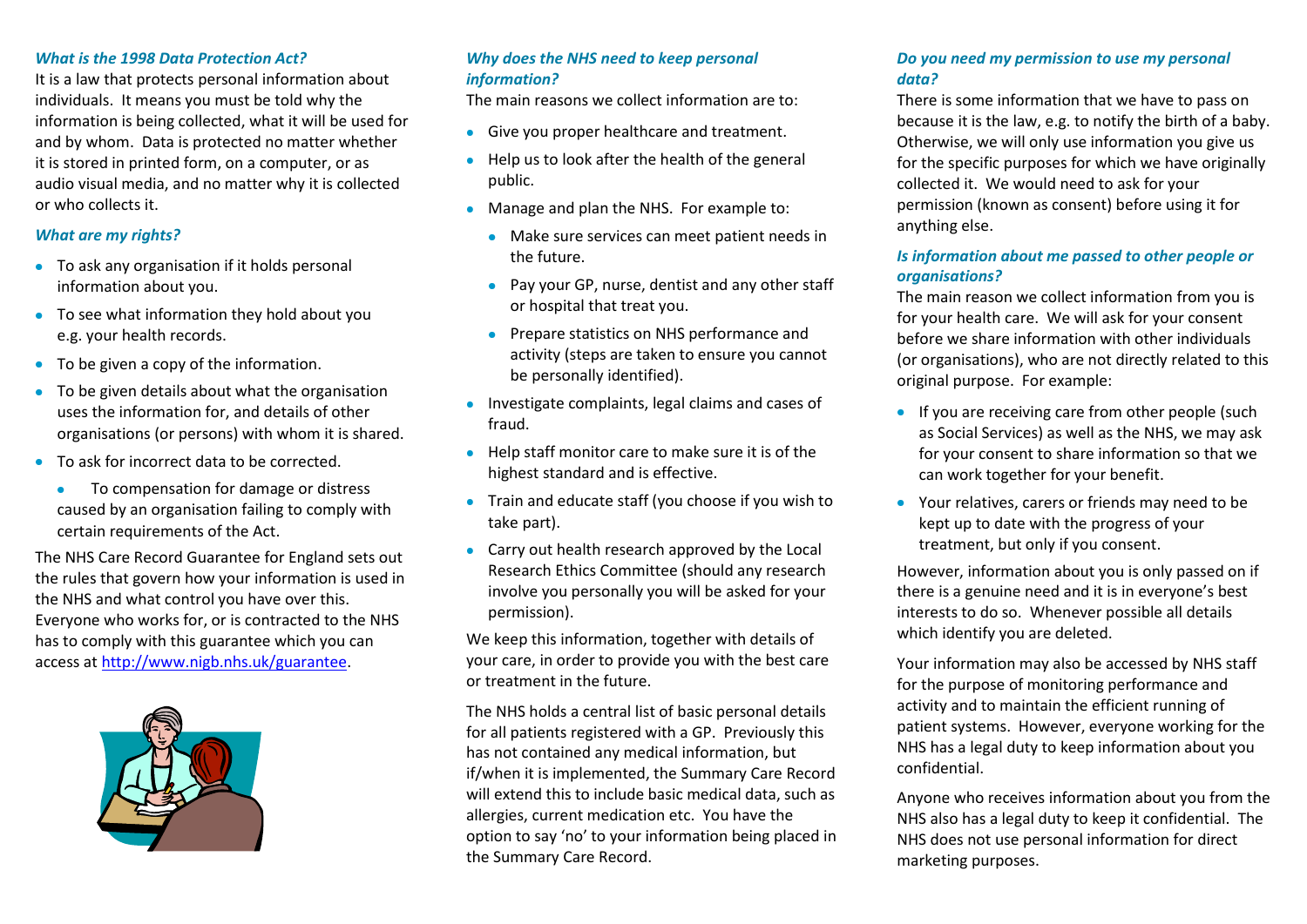### *What is the 1998 Data Protection Act?*

It is a law that protects personal information about individuals. It means you must be told why the information is being collected, what it will be used for and by whom. Data is protected no matter whether it is stored in printed form, on a computer, or as audio visual media, and no matter why it is collected or who collects it.

### *What are my rights?*

- To ask any organisation if it holds personal information about you.
- To see what information they hold about you e.g. your health records.
- To be given a copy of the information.
- To be given details about what the organisation uses the information for, and details of other organisations (or persons) with whom it is shared.
- To ask for incorrect data to be corrected.
- To compensation for damage or distress caused by an organisation failing to comply with certain requirements of the Act.

The NHS Care Record Guarantee for England sets out the rules that govern how your information is used in the NHS and what control you have over this. Everyone who works for, or is contracted to the NHS has to comply with this guarantee which you can access at http://www.nigb.nhs.uk/guarantee.

### *Why does the NHS need to keep personal information?*

The main reasons we collect information are to:

- Give you proper healthcare and treatment.
- Help us to look after the health of the general public.
- Manage and plan the NHS. For example to:
  - Make sure services can meet patient needs in the future.
  - Pay your GP, nurse, dentist and any other staff or hospital that treat you.
  - Prepare statistics on NHS performance and activity (steps are taken to ensure you cannot be personally identified).
- Investigate complaints, legal claims and cases of fraud.
- Help staff monitor care to make sure it is of the highest standard and is effective.
- Train and educate staff (you choose if you wish to take part).
- Carry out health research approved by the Local Research Ethics Committee (should any research involve you personally you will be asked for your permission).

We keep this information, together with details of your care, in order to provide you with the best care or treatment in the future.

The NHS holds a central list of basic personal details for all patients registered with a GP. Previously this has not contained any medical information, but if/when it is implemented, the Summary Care Record will extend this to include basic medical data, such as allergies, current medication etc. You have the option to say 'no' to your information being placed in the Summary Care Record.

### *Do you need my permission to use my personal data?*

There is some information that we have to pass on because it is the law, e.g. to notify the birth of a baby. Otherwise, we will only use information you give us for the specific purposes for which we have originally collected it. We would need to ask for your permission (known as consent) before using it for anything else.

### *Is information about me passed to other people or organisations?*

The main reason we collect information from you is for your health care. We will ask for your consent before we share information with other individuals (or organisations), who are not directly related to this original purpose. For example:

- If you are receiving care from other people (such as Social Services) as well as the NHS, we may ask for your consent to share information so that we can work together for your benefit.
- Your relatives, carers or friends may need to be kept up to date with the progress of your treatment, but only if you consent.

However, information about you is only passed on if there is a genuine need and it is in everyone's best interests to do so. Whenever possible all details which identify you are deleted.

Your information may also be accessed by NHS staff for the purpose of monitoring performance and activity and to maintain the efficient running of patient systems. However, everyone working for the NHS has a legal duty to keep information about you confidential.

Anyone who receives information about you from the NHS also has a legal duty to keep it confidential. The NHS does not use personal information for direct marketing purposes.